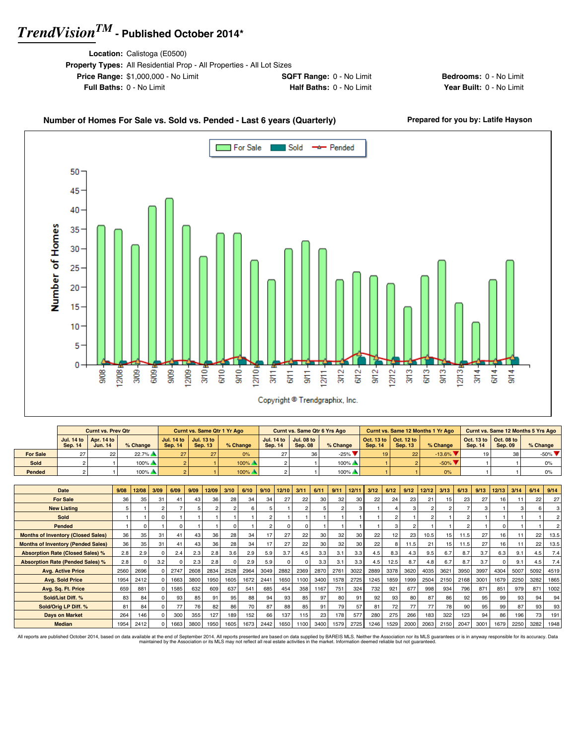# *TrendVision™* - Published October 2014*

**Location:** Calistoga (E0500)
**Property Types:** All Residential Prop - All Properties - All Lot Sizes
**Price Range:** $1,000,000 - No Limit
**SQFT Range:** 0 - No Limit
**Bedrooms:** 0 - No Limit
**Full Baths:** 0 - No Limit
**Half Baths:** 0 - No Limit
**Year Built:** 0 - No Limit

## Number of Homes For Sale vs. Sold vs. Pended - Last 6 years (Quarterly)

**Prepared for you by: Latife Hayson**

Copyright © Trendgraphix, Inc.

| | Curnt vs. Prev Qtr | | | Curnt vs. Same Qtr 1 Yr Ago | | | Curnt vs. Same Qtr 6 Yrs Ago | | | Curnt vs. Same 12 Months 1 Yr Ago | | | Curnt vs. Same 12 Months 5 Yrs Ago | | |
|---|---|---|---|---|---|---|---|---|---|---|---|---|---|---|---|
| | Jul. 14 to Sep. 14 | Apr. 14 to Jun. 14 | % Change | Jul. 14 to Sep. 14 | Jul. 13 to Sep. 13 | % Change | Jul. 14 to Sep. 14 | Jul. 08 to Sep. 08 | % Change | Oct. 13 to Sep. 14 | Oct. 12 to Sep. 13 | % Change | Oct. 13 to Sep. 14 | Oct. 08 to Sep. 09 | % Change |
| **For Sale** | 27 | 22 | 22.7% ▲ | 27 | 27 | 0% | 27 | 36 | -25% ▼ | 19 | 22 | -13.6% ▼ | 19 | 38 | -50% ▼ |
| **Sold** | 2 | 1 | 100% ▲ | 2 | 1 | 100% ▲ | 2 | 1 | 100% ▲ | 1 | 2 | -50% ▼ | 1 | 1 | 0% |
| **Pended** | 2 | 1 | 100% ▲ | 2 | 1 | 100% ▲ | 2 | 1 | 100% ▲ | 1 | 1 | 0% | 1 | 1 | 0% |

| Date | 9/08 | 12/08 | 3/09 | 6/09 | 9/09 | 12/09 | 3/10 | 6/10 | 9/10 | 12/10 | 3/11 | 6/11 | 9/11 | 12/11 | 3/12 | 6/12 | 9/12 | 12/12 | 3/13 | 6/13 | 9/13 | 12/13 | 3/14 | 6/14 | 9/14 |
|---|---|---|---|---|---|---|---|---|---|---|---|---|---|---|---|---|---|---|---|---|---|---|---|---|---|
| **For Sale** | 36 | 35 | 31 | 41 | 43 | 36 | 28 | 34 | 34 | 27 | 22 | 30 | 32 | 30 | 22 | 24 | 23 | 21 | 15 | 23 | 27 | 16 | 11 | 22 | 27 |
| **New Listing** | 5 | 1 | 2 | 7 | 5 | 2 | 2 | 6 | 5 | 1 | 2 | 5 | 2 | 3 | 1 | 4 | 3 | 2 | 2 | 7 | 3 | 1 | 3 | 6 | 3 |
| **Sold** | 1 | 1 | 0 | 1 | 1 | 1 | 1 | 1 | 2 | 1 | 1 | 1 | 1 | 1 | 1 | 2 | 1 | 2 | 1 | 2 | 1 | 1 | 1 | 1 | 2 |
| **Pended** | 1 | 0 | 1 | 0 | 1 | 1 | 0 | 1 | 2 | 0 | 0 | 1 | 1 | 1 | 1 | 3 | 2 | 1 | 1 | 2 | 1 | 0 | 1 | 1 | 2 |
| **Months of Inventory (Closed Sales)** | 36 | 35 | 31 | 41 | 43 | 36 | 28 | 34 | 17 | 27 | 22 | 30 | 32 | 30 | 22 | 12 | 23 | 10.5 | 15 | 11.5 | 27 | 16 | 11 | 22 | 13.5 |
| **Months of Inventory (Pended Sales)** | 36 | 35 | 31 | 41 | 43 | 36 | 28 | 34 | 17 | 27 | 22 | 30 | 32 | 30 | 22 | 8 | 11.5 | 21 | 15 | 11.5 | 27 | 16 | 11 | 22 | 13.5 |
| **Absorption Rate (Closed Sales) %** | 2.8 | 2.9 | 0 | 2.4 | 2.3 | 2.8 | 3.6 | 2.9 | 5.9 | 3.7 | 4.5 | 3.3 | 3.1 | 3.3 | 4.5 | 8.3 | 4.3 | 9.5 | 6.7 | 8.7 | 3.7 | 6.3 | 9.1 | 4.5 | 7.4 |
| **Absorption Rate (Pended Sales) %** | 2.8 | 0 | 3.2 | 0 | 2.3 | 2.8 | 0 | 2.9 | 5.9 | 0 | 0 | 3.3 | 3.1 | 3.3 | 4.5 | 12.5 | 8.7 | 4.8 | 6.7 | 8.7 | 3.7 | 0 | 9.1 | 4.5 | 7.4 |
| **Avg. Active Price** | 2560 | 2696 | 0 | 2747 | 2608 | 2834 | 2528 | 2964 | 3049 | 2882 | 2369 | 2870 | 2761 | 3022 | 2889 | 3378 | 3620 | 4035 | 3621 | 3950 | 3997 | 4304 | 5007 | 5092 | 4519 |
| **Avg. Sold Price** | 1954 | 2412 | 0 | 1663 | 3800 | 1950 | 1605 | 1672 | 2441 | 1650 | 1100 | 3400 | 1578 | 2725 | 1245 | 1859 | 1999 | 2504 | 2150 | 2168 | 3001 | 1679 | 2250 | 3282 | 1865 |
| **Avg. Sq. Ft. Price** | 659 | 881 | 0 | 1585 | 632 | 609 | 637 | 541 | 685 | 454 | 358 | 1167 | 751 | 324 | 732 | 921 | 677 | 998 | 934 | 796 | 871 | 851 | 979 | 871 | 1002 |
| **Sold/List Diff. %** | 83 | 84 | 0 | 93 | 85 | 91 | 95 | 88 | 94 | 93 | 85 | 97 | 80 | 91 | 92 | 93 | 80 | 87 | 86 | 92 | 95 | 99 | 93 | 94 | 94 |
| **Sold/Orig LP Diff. %** | 81 | 84 | 0 | 77 | 76 | 82 | 86 | 70 | 87 | 88 | 85 | 91 | 79 | 57 | 81 | 72 | 77 | 77 | 78 | 90 | 95 | 99 | 87 | 93 | 93 |
| **Days on Market** | 264 | 146 | 0 | 300 | 355 | 127 | 189 | 152 | 66 | 137 | 115 | 23 | 178 | 577 | 280 | 275 | 266 | 183 | 322 | 123 | 94 | 86 | 196 | 73 | 191 |
| **Median** | 1954 | 2412 | 0 | 1663 | 3800 | 1950 | 1605 | 1673 | 2442 | 1650 | 1100 | 3400 | 1579 | 2725 | 1246 | 1529 | 2000 | 2063 | 2150 | 2047 | 3001 | 1679 | 2250 | 3282 | 1948 |

All reports are published October 2014, based on data available at the end of September 2014. All reports presented are based on data supplied by BAREIS MLS. Neither the Association nor its MLS guarantees or is in anyway responsible for its accuracy. Data maintained by the Association or its MLS may not reflect all real estate activities in the market. Information deemed reliable but not guaranteed.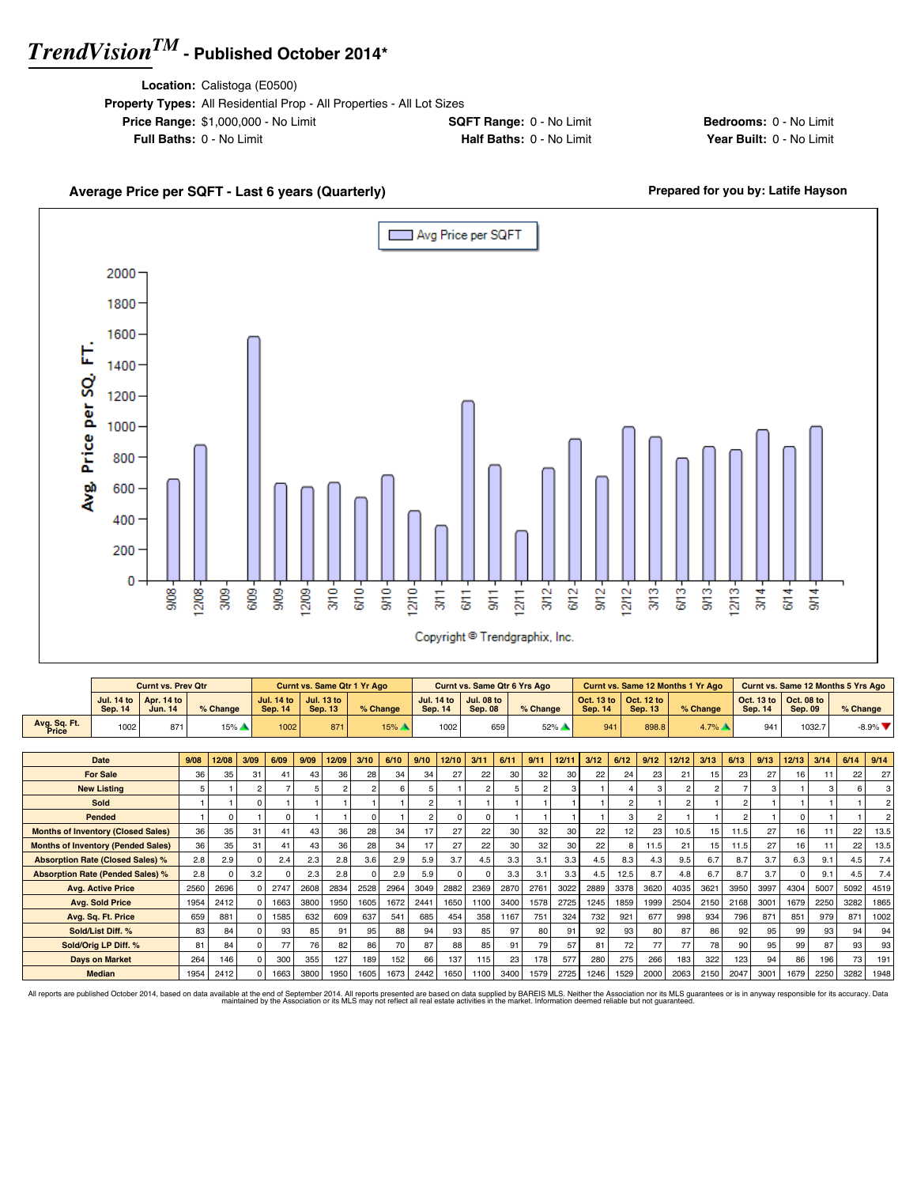# *TrendVision™* - Published October 2014*

**Location:** Calistoga (E0500)
**Property Types:** All Residential Prop - All Properties - All Lot Sizes
**Price Range:** $1,000,000 - No Limit **SQFT Range:** 0 - No Limit **Bedrooms:** 0 - No Limit
**Full Baths:** 0 - No Limit **Half Baths:** 0 - No Limit **Year Built:** 0 - No Limit

**Average Price per SQFT - Last 6 years (Quarterly)**

**Prepared for you by: Latife Hayson**

Copyright © Trendgraphix, Inc.

| | Curnt vs. Prev Qtr | | | Curnt vs. Same Qtr 1 Yr Ago | | | Curnt vs. Same Qtr 6 Yrs Ago | | | Curnt vs. Same 12 Months 1 Yr Ago | | | Curnt vs. Same 12 Months 5 Yrs Ago | | |
|---|---|---|---|---|---|---|---|---|---|---|---|---|---|---|---|
| | Jul. 14 to Sep. 14 | Apr. 14 to Jun. 14 | % Change | Jul. 14 to Sep. 14 | Jul. 13 to Sep. 13 | % Change | Jul. 14 to Sep. 14 | Jul. 08 to Sep. 08 | % Change | Oct. 13 to Sep. 14 | Oct. 12 to Sep. 13 | % Change | Oct. 13 to Sep. 14 | Oct. 08 to Sep. 09 | % Change |
| Avg. Sq. Ft. Price | 1002 | 871 | 15% ▲ | 1002 | 871 | 15% ▲ | 1002 | 659 | 52% ▲ | 941 | 898.8 | 4.7% ▲ | 941 | 1032.7 | -8.9% ▼ |

| Date | 9/08 | 12/08 | 3/09 | 6/09 | 9/09 | 12/09 | 3/10 | 6/10 | 9/10 | 12/10 | 3/11 | 6/11 | 9/11 | 12/11 | 3/12 | 6/12 | 9/12 | 12/12 | 3/13 | 6/13 | 9/13 | 12/13 | 3/14 | 6/14 | 9/14 |
|---|---|---|---|---|---|---|---|---|---|---|---|---|---|---|---|---|---|---|---|---|---|---|---|---|---|
| For Sale | 36 | 35 | 31 | 41 | 43 | 36 | 28 | 34 | 34 | 27 | 22 | 30 | 32 | 30 | 22 | 24 | 23 | 21 | 15 | 23 | 27 | 16 | 11 | 22 | 27 |
| New Listing | 5 | 1 | 2 | 7 | 5 | 2 | 2 | 6 | 5 | 1 | 2 | 5 | 2 | 3 | 1 | 4 | 3 | 2 | 2 | 7 | 3 | 1 | 3 | 6 | 3 |
| Sold | 1 | 1 | 0 | 1 | 1 | 1 | 1 | 1 | 2 | 1 | 1 | 1 | 1 | 1 | 1 | 2 | 1 | 2 | 1 | 2 | 1 | 1 | 1 | 1 | 2 |
| Pended | 1 | 0 | 1 | 0 | 1 | 1 | 0 | 1 | 2 | 0 | 0 | 1 | 1 | 1 | 1 | 3 | 2 | 1 | 1 | 2 | 1 | 0 | 1 | 1 | 2 |
| Months of Inventory (Closed Sales) | 36 | 35 | 31 | 41 | 43 | 36 | 28 | 34 | 17 | 27 | 22 | 30 | 32 | 30 | 22 | 12 | 23 | 10.5 | 15 | 11.5 | 27 | 16 | 11 | 22 | 13.5 |
| Months of Inventory (Pended Sales) | 36 | 35 | 31 | 41 | 43 | 36 | 28 | 34 | 17 | 27 | 22 | 30 | 32 | 30 | 22 | 8 | 11.5 | 21 | 15 | 11.5 | 27 | 16 | 11 | 22 | 13.5 |
| Absorption Rate (Closed Sales) % | 2.8 | 2.9 | 0 | 2.4 | 2.3 | 2.8 | 3.6 | 2.9 | 5.9 | 3.7 | 4.5 | 3.3 | 3.1 | 3.3 | 4.5 | 8.3 | 4.3 | 9.5 | 6.7 | 8.7 | 3.7 | 6.3 | 9.1 | 4.5 | 7.4 |
| Absorption Rate (Pended Sales) % | 2.8 | 0 | 3.2 | 0 | 2.3 | 2.8 | 0 | 2.9 | 5.9 | 0 | 0 | 3.3 | 3.1 | 3.3 | 4.5 | 12.5 | 8.7 | 4.8 | 6.7 | 8.7 | 3.7 | 0 | 9.1 | 4.5 | 7.4 |
| Avg. Active Price | 2560 | 2696 | 0 | 2747 | 2608 | 2834 | 2528 | 2964 | 3049 | 2882 | 2369 | 2870 | 2761 | 3022 | 2889 | 3378 | 3620 | 4035 | 3621 | 3950 | 3997 | 4304 | 5007 | 5092 | 4519 |
| Avg. Sold Price | 1954 | 2412 | 0 | 1663 | 3800 | 1950 | 1605 | 1672 | 2441 | 1650 | 1100 | 3400 | 1578 | 2725 | 1245 | 1859 | 1999 | 2504 | 2150 | 2168 | 3001 | 1679 | 2250 | 3282 | 1865 |
| Avg. Sq. Ft. Price | 659 | 881 | 0 | 1585 | 632 | 609 | 637 | 541 | 685 | 454 | 358 | 1167 | 751 | 324 | 732 | 921 | 677 | 998 | 934 | 796 | 871 | 851 | 979 | 871 | 1002 |
| Sold/List Diff. % | 83 | 84 | 0 | 93 | 85 | 91 | 95 | 88 | 94 | 93 | 85 | 97 | 80 | 91 | 92 | 93 | 80 | 87 | 86 | 92 | 95 | 99 | 93 | 94 | 94 |
| Sold/Orig LP Diff. % | 81 | 84 | 0 | 77 | 76 | 82 | 86 | 70 | 87 | 88 | 85 | 91 | 79 | 57 | 81 | 72 | 77 | 77 | 78 | 90 | 95 | 99 | 87 | 93 | 93 |
| Days on Market | 264 | 146 | 0 | 300 | 355 | 127 | 189 | 152 | 66 | 137 | 115 | 23 | 178 | 577 | 280 | 275 | 266 | 183 | 322 | 123 | 94 | 86 | 196 | 73 | 191 |
| Median | 1954 | 2412 | 0 | 1663 | 3800 | 1950 | 1605 | 1673 | 2442 | 1650 | 1100 | 3400 | 1579 | 2725 | 1246 | 1529 | 2000 | 2063 | 2150 | 2047 | 3001 | 1679 | 2250 | 3282 | 1948 |

All reports are published October 2014, based on data available at the end of September 2014. All reports presented are based on data supplied by BAREIS MLS. Neither the Association nor its MLS guarantees or is in anyway responsible for its accuracy. Data maintained by the Association or its MLS may not reflect all real estate activities in the market. Information deemed reliable but not guaranteed.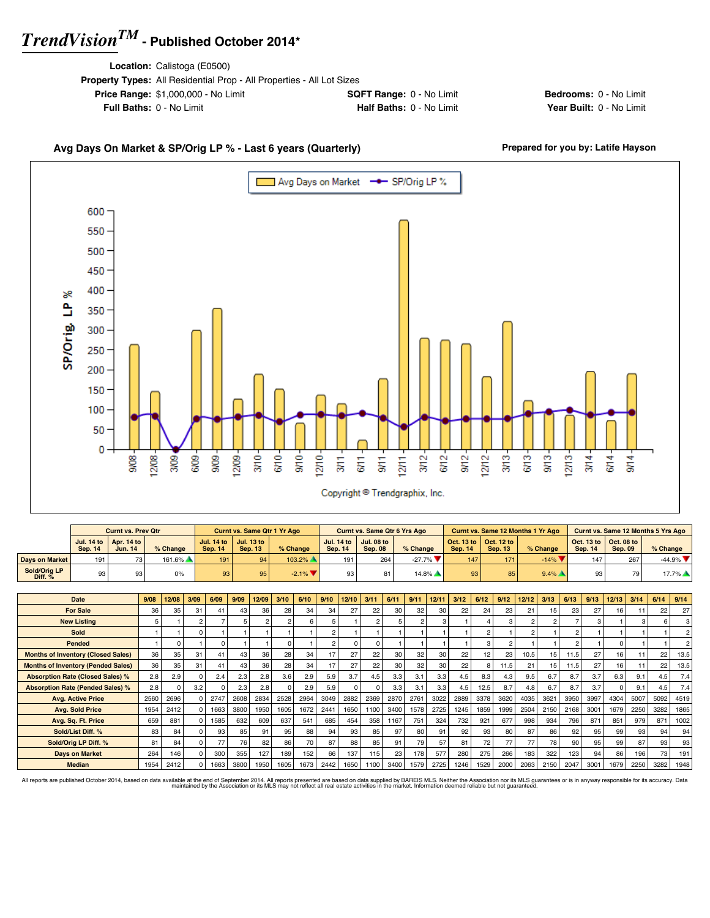# *TrendVision*™ - Published October 2014*

**Location:** Calistoga (E0500)

**Property Types:** All Residential Prop - All Properties - All Lot Sizes

**Price Range:** $1,000,000 - No Limit | **SQFT Range:** 0 - No Limit | **Bedrooms:** 0 - No Limit

**Full Baths:** 0 - No Limit | **Half Baths:** 0 - No Limit | **Year Built:** 0 - No Limit

## Avg Days On Market & SP/Orig LP % - Last 6 years (Quarterly)

**Prepared for you by: Latife Hayson**

Avg Days on Market — SP/Orig LP %

SP/Orig. LP %

Copyright © Trendgraphix, Inc.

| | Curnt vs. Prev Qtr | | | Curnt vs. Same Qtr 1 Yr Ago | | | Curnt vs. Same Qtr 6 Yrs Ago | | | Curnt vs. Same 12 Months 1 Yr Ago | | | Curnt vs. Same 12 Months 5 Yrs Ago | | |
|---|---|---|---|---|---|---|---|---|---|---|---|---|---|---|---|
| | Jul. 14 to Sep. 14 | Apr. 14 to Jun. 14 | % Change | Jul. 14 to Sep. 14 | Jul. 13 to Sep. 13 | % Change | Jul. 14 to Sep. 14 | Jul. 08 to Sep. 08 | % Change | Oct. 13 to Sep. 14 | Oct. 12 to Sep. 13 | % Change | Oct. 13 to Sep. 14 | Oct. 08 to Sep. 09 | % Change |
| Days on Market | 191 | 73 | 161.6% ▲ | 191 | 94 | 103.2% ▲ | 191 | 264 | -27.7% ▼ | 147 | 171 | -14% ▼ | 147 | 267 | -44.9% ▼ |
| Sold/Orig LP Diff. % | 93 | 93 | 0% | 93 | 95 | -2.1% ▼ | 93 | 81 | 14.8% ▲ | 93 | 85 | 9.4% ▲ | 93 | 79 | 17.7% ▲ |

| Date | 9/08 | 12/08 | 3/09 | 6/09 | 9/09 | 12/09 | 3/10 | 6/10 | 9/10 | 12/10 | 3/11 | 6/11 | 9/11 | 12/11 | 3/12 | 6/12 | 9/12 | 12/12 | 3/13 | 6/13 | 9/13 | 12/13 | 3/14 | 6/14 | 9/14 |
|---|---|---|---|---|---|---|---|---|---|---|---|---|---|---|---|---|---|---|---|---|---|---|---|---|---|
| For Sale | 36 | 35 | 31 | 41 | 43 | 36 | 28 | 34 | 34 | 27 | 22 | 30 | 32 | 30 | 22 | 24 | 23 | 21 | 15 | 23 | 27 | 16 | 11 | 22 | 27 |
| New Listing | 5 | 1 | 2 | 7 | 5 | 2 | 2 | 6 | 5 | 1 | 2 | 5 | 2 | 3 | 1 | 4 | 3 | 2 | 2 | 7 | 3 | 1 | 3 | 6 | 3 |
| Sold | 1 | 1 | 0 | 1 | 1 | 1 | 1 | 1 | 2 | 1 | 1 | 1 | 1 | 1 | 1 | 2 | 1 | 2 | 1 | 2 | 1 | 1 | 1 | 1 | 2 |
| Pended | 1 | 0 | 1 | 0 | 1 | 1 | 0 | 1 | 2 | 0 | 0 | 1 | 1 | 1 | 1 | 3 | 2 | 1 | 1 | 2 | 1 | 0 | 1 | 1 | 2 |
| Months of Inventory (Closed Sales) | 36 | 35 | 31 | 41 | 43 | 36 | 28 | 34 | 17 | 27 | 22 | 30 | 32 | 30 | 22 | 12 | 23 | 10.5 | 15 | 11.5 | 27 | 16 | 11 | 22 | 13.5 |
| Months of Inventory (Pended Sales) | 36 | 35 | 31 | 41 | 43 | 36 | 28 | 34 | 17 | 27 | 22 | 30 | 32 | 30 | 22 | 8 | 11.5 | 21 | 15 | 11.5 | 27 | 16 | 11 | 22 | 13.5 |
| Absorption Rate (Closed Sales) % | 2.8 | 2.9 | 0 | 2.4 | 2.3 | 2.8 | 3.6 | 2.9 | 5.9 | 3.7 | 4.5 | 3.3 | 3.1 | 3.3 | 4.5 | 8.3 | 4.3 | 9.5 | 6.7 | 8.7 | 3.7 | 6.3 | 9.1 | 4.5 | 7.4 |
| Absorption Rate (Pended Sales) % | 2.8 | 0 | 3.2 | 0 | 2.3 | 2.8 | 0 | 2.9 | 5.9 | 0 | 0 | 3.3 | 3.1 | 3.3 | 4.5 | 12.5 | 8.7 | 4.8 | 6.7 | 8.7 | 3.7 | 0 | 9.1 | 4.5 | 7.4 |
| Avg. Active Price | 2560 | 2696 | 0 | 2747 | 2608 | 2834 | 2528 | 2964 | 3049 | 2882 | 2369 | 2870 | 2761 | 3022 | 2889 | 3378 | 3620 | 4035 | 3621 | 3950 | 3997 | 4304 | 5007 | 5092 | 4519 |
| Avg. Sold Price | 1954 | 2412 | 0 | 1663 | 3800 | 1950 | 1605 | 1672 | 2441 | 1650 | 1100 | 3400 | 1578 | 2725 | 1245 | 1859 | 1999 | 2504 | 2150 | 2168 | 3001 | 1679 | 2250 | 3282 | 1865 |
| Avg. Sq. Ft. Price | 659 | 881 | 0 | 1585 | 632 | 609 | 637 | 541 | 685 | 454 | 358 | 1167 | 751 | 324 | 732 | 921 | 677 | 998 | 934 | 796 | 871 | 851 | 979 | 871 | 1002 |
| Sold/List Diff. % | 83 | 84 | 0 | 93 | 85 | 91 | 95 | 88 | 94 | 93 | 85 | 97 | 80 | 91 | 92 | 93 | 80 | 87 | 86 | 92 | 95 | 99 | 93 | 94 | 94 |
| Sold/Orig LP Diff. % | 81 | 84 | 0 | 77 | 76 | 82 | 86 | 70 | 87 | 88 | 85 | 91 | 79 | 57 | 81 | 72 | 77 | 77 | 78 | 90 | 95 | 99 | 87 | 93 | 93 |
| Days on Market | 264 | 146 | 0 | 300 | 355 | 127 | 189 | 152 | 66 | 137 | 115 | 23 | 178 | 577 | 280 | 275 | 266 | 183 | 322 | 123 | 94 | 86 | 196 | 73 | 191 |
| Median | 1954 | 2412 | 0 | 1663 | 3800 | 1950 | 1605 | 1673 | 2442 | 1650 | 1100 | 3400 | 1579 | 2725 | 1246 | 1529 | 2000 | 2063 | 2150 | 2047 | 3001 | 1679 | 2250 | 3282 | 1948 |

All reports are published October 2014, based on data available at the end of September 2014. All reports presented are based on data supplied by BAREIS MLS. Neither the Association nor its MLS guarantees or is in anyway responsible for its accuracy. Data maintained by the Association or its MLS may not reflect all real estate activities in the market. Information deemed reliable but not guaranteed.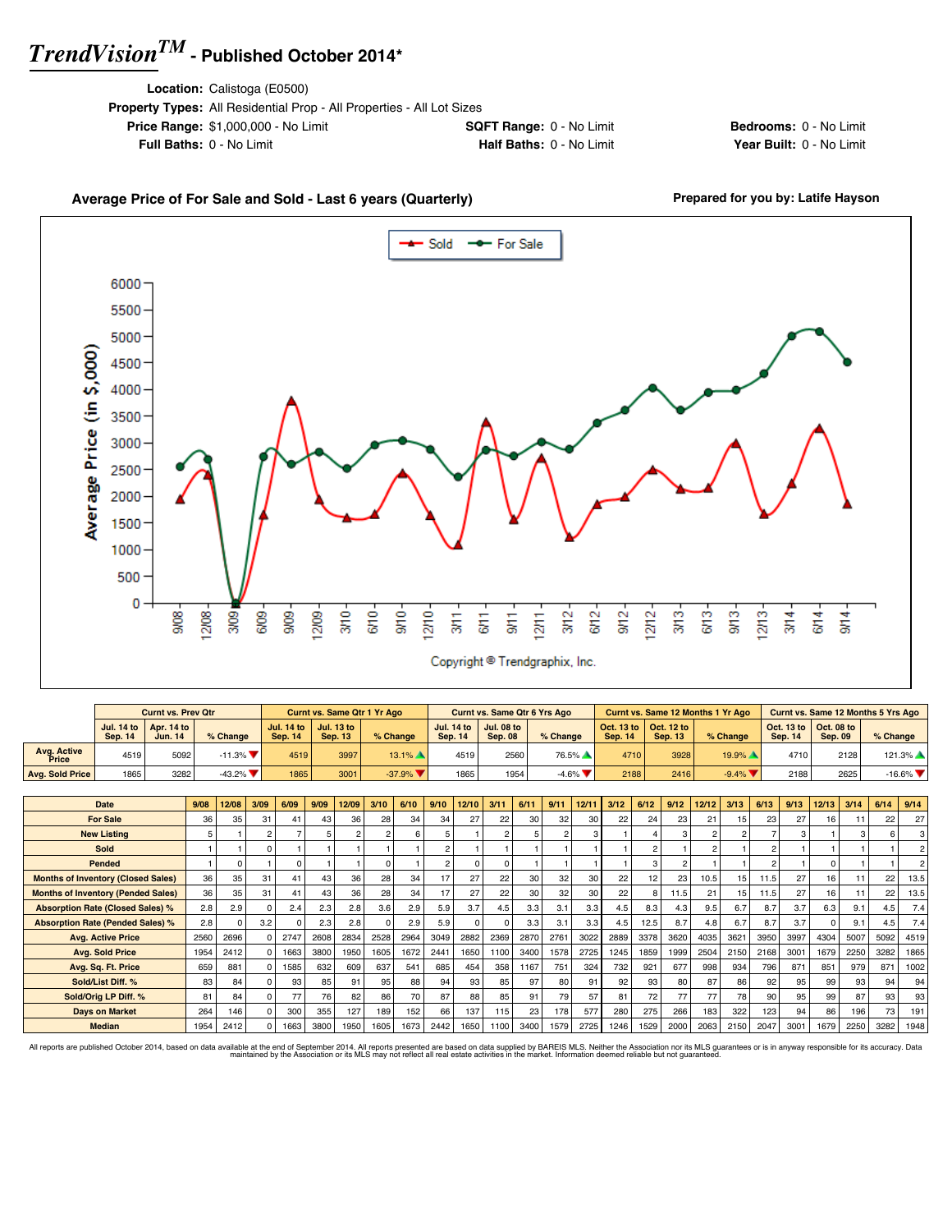# TrendVision™ - Published October 2014*

**Location:** Calistoga (E0500)
**Property Types:** All Residential Prop - All Properties - All Lot Sizes
**Price Range:** $1,000,000 - No Limit | **SQFT Range:** 0 - No Limit | **Bedrooms:** 0 - No Limit
**Full Baths:** 0 - No Limit | **Half Baths:** 0 - No Limit | **Year Built:** 0 - No Limit

## Average Price of For Sale and Sold - Last 6 years (Quarterly)

**Prepared for you by: Latife Hayson**

Copyright © Trendgraphix, Inc.

| | Curnt vs. Prev Qtr | | | Curnt vs. Same Qtr 1 Yr Ago | | | Curnt vs. Same Qtr 6 Yrs Ago | | | Curnt vs. Same 12 Months 1 Yr Ago | | | Curnt vs. Same 12 Months 5 Yrs Ago | | |
|---|---|---|---|---|---|---|---|---|---|---|---|---|---|---|---|
| | Jul. 14 to Sep. 14 | Apr. 14 to Jun. 14 | % Change | Jul. 14 to Sep. 14 | Jul. 13 to Sep. 13 | % Change | Jul. 14 to Sep. 14 | Jul. 08 to Sep. 08 | % Change | Oct. 13 to Sep. 14 | Oct. 12 to Sep. 13 | % Change | Oct. 13 to Sep. 14 | Oct. 08 to Sep. 09 | % Change |
| Avg. Active Price | 4519 | 5092 | -11.3% ▼ | 4519 | 3997 | 13.1% ▲ | 4519 | 2560 | 76.5% ▲ | 4710 | 3928 | 19.9% ▲ | 4710 | 2128 | 121.3% ▲ |
| Avg. Sold Price | 1865 | 3282 | -43.2% ▼ | 1865 | 3001 | -37.9% ▼ | 1865 | 1954 | -4.6% ▼ | 2188 | 2416 | -9.4% ▼ | 2188 | 2625 | -16.6% ▼ |

| Date | 9/08 | 12/08 | 3/09 | 6/09 | 9/09 | 12/09 | 3/10 | 6/10 | 9/10 | 12/10 | 3/11 | 6/11 | 9/11 | 12/11 | 3/12 | 6/12 | 9/12 | 12/12 | 3/13 | 6/13 | 9/13 | 12/13 | 3/14 | 6/14 | 9/14 |
|---|---|---|---|---|---|---|---|---|---|---|---|---|---|---|---|---|---|---|---|---|---|---|---|---|---|
| For Sale | 36 | 35 | 31 | 41 | 43 | 36 | 28 | 34 | 34 | 27 | 22 | 30 | 32 | 30 | 22 | 24 | 23 | 21 | 15 | 23 | 27 | 16 | 11 | 22 | 27 |
| New Listing | 5 | 1 | 2 | 7 | 5 | 2 | 2 | 6 | 5 | 1 | 2 | 5 | 2 | 3 | 1 | 4 | 3 | 2 | 2 | 7 | 3 | 1 | 3 | 6 | 3 |
| Sold | 1 | 1 | 0 | 1 | 1 | 1 | 1 | 1 | 2 | 1 | 1 | 1 | 1 | 1 | 1 | 2 | 1 | 2 | 1 | 2 | 1 | 1 | 1 | 1 | 2 |
| Pended | 1 | 0 | 1 | 0 | 1 | 1 | 0 | 1 | 2 | 0 | 0 | 1 | 1 | 1 | 1 | 3 | 2 | 1 | 1 | 2 | 1 | 0 | 1 | 1 | 2 |
| Months of Inventory (Closed Sales) | 36 | 35 | 31 | 41 | 43 | 36 | 28 | 34 | 17 | 27 | 22 | 30 | 32 | 30 | 22 | 12 | 23 | 10.5 | 15 | 11.5 | 27 | 16 | 11 | 22 | 13.5 |
| Months of Inventory (Pended Sales) | 36 | 35 | 31 | 41 | 43 | 36 | 28 | 34 | 17 | 27 | 22 | 30 | 32 | 30 | 22 | 8 | 11.5 | 21 | 15 | 11.5 | 27 | 16 | 11 | 22 | 13.5 |
| Absorption Rate (Closed Sales) % | 2.8 | 2.9 | 0 | 2.4 | 2.3 | 2.8 | 3.6 | 2.9 | 5.9 | 3.7 | 4.5 | 3.3 | 3.1 | 3.3 | 4.5 | 8.3 | 4.3 | 9.5 | 6.7 | 8.7 | 3.7 | 6.3 | 9.1 | 4.5 | 7.4 |
| Absorption Rate (Pended Sales) % | 2.8 | 0 | 3.2 | 0 | 2.3 | 2.8 | 0 | 2.9 | 5.9 | 0 | 0 | 3.3 | 3.1 | 3.3 | 4.5 | 12.5 | 8.7 | 4.8 | 6.7 | 8.7 | 3.7 | 0 | 9.1 | 4.5 | 7.4 |
| Avg. Active Price | 2560 | 2696 | 0 | 2747 | 2608 | 2834 | 2528 | 2964 | 3049 | 2882 | 2369 | 2870 | 2761 | 3022 | 2889 | 3378 | 3620 | 4035 | 3621 | 3950 | 3997 | 4304 | 5007 | 5092 | 4519 |
| Avg. Sold Price | 1954 | 2412 | 0 | 1663 | 3800 | 1950 | 1605 | 1672 | 2441 | 1650 | 1100 | 3400 | 1578 | 2725 | 1245 | 1859 | 1999 | 2504 | 2150 | 2168 | 3001 | 1679 | 2250 | 3282 | 1865 |
| Avg. Sq. Ft. Price | 659 | 881 | 0 | 1585 | 632 | 609 | 637 | 541 | 685 | 454 | 358 | 1167 | 751 | 324 | 732 | 921 | 677 | 998 | 934 | 796 | 871 | 851 | 979 | 871 | 1002 |
| Sold/List Diff. % | 83 | 84 | 0 | 93 | 85 | 91 | 95 | 88 | 94 | 93 | 85 | 97 | 80 | 91 | 92 | 93 | 80 | 87 | 86 | 92 | 95 | 99 | 93 | 94 | 94 |
| Sold/Orig LP Diff. % | 81 | 84 | 0 | 77 | 76 | 82 | 86 | 70 | 87 | 88 | 85 | 91 | 79 | 57 | 81 | 72 | 77 | 77 | 78 | 90 | 95 | 99 | 87 | 93 | 93 |
| Days on Market | 264 | 146 | 0 | 300 | 355 | 127 | 189 | 152 | 66 | 137 | 115 | 23 | 178 | 577 | 280 | 275 | 266 | 183 | 322 | 123 | 94 | 86 | 196 | 73 | 191 |
| Median | 1954 | 2412 | 0 | 1663 | 3800 | 1950 | 1605 | 1673 | 2442 | 1650 | 1100 | 3400 | 1579 | 2725 | 1246 | 1529 | 2000 | 2063 | 2150 | 2047 | 3001 | 1679 | 2250 | 3282 | 1948 |

All reports are published October 2014, based on data available at the end of September 2014. All reports presented are based on data supplied by BAREIS MLS. Neither the Association nor its MLS guarantees or is in anyway responsible for its accuracy. Data maintained by the Association or its MLS may not reflect all real estate activities in the market. Information deemed reliable but not guaranteed.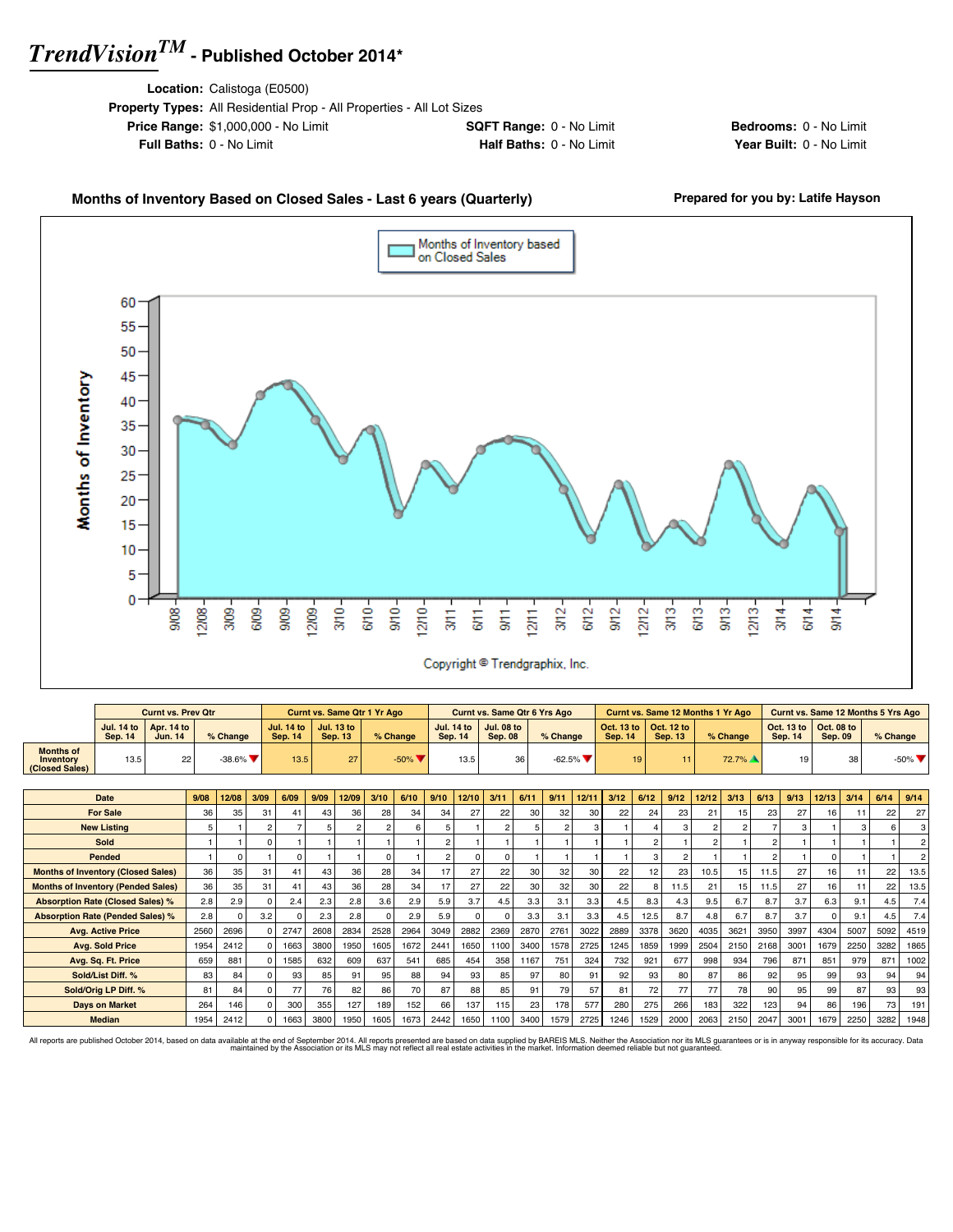# *TrendVision™* - Published October 2014*

**Location:** Calistoga (E0500)
**Property Types:** All Residential Prop - All Properties - All Lot Sizes
**Price Range:** $1,000,000 - No Limit
**SQFT Range:** 0 - No Limit
**Bedrooms:** 0 - No Limit
**Full Baths:** 0 - No Limit
**Half Baths:** 0 - No Limit
**Year Built:** 0 - No Limit

## Months of Inventory Based on Closed Sales - Last 6 years (Quarterly)

**Prepared for you by: Latife Hayson**

Months of Inventory based on Closed Sales

Months of Inventory

0
5
10
15
20
25
30
35
40
45
50
55
60

9/08 12/08 3/09 6/09 9/09 12/09 3/10 6/10 9/10 12/10 3/11 6/11 9/11 12/11 3/12 6/12 9/12 12/12 3/13 6/13 9/13 12/13 3/14 6/14 9/14

Copyright © Trendgraphix, Inc.

| | Curnt vs. Prev Qtr | | | Curnt vs. Same Qtr 1 Yr Ago | | | Curnt vs. Same Qtr 6 Yrs Ago | | | Curnt vs. Same 12 Months 1 Yr Ago | | | Curnt vs. Same 12 Months 5 Yrs Ago | | |
|---|---|---|---|---|---|---|---|---|---|---|---|---|---|---|---|
| | Jul. 14 to Sep. 14 | Apr. 14 to Jun. 14 | % Change | Jul. 14 to Sep. 14 | Jul. 13 to Sep. 13 | % Change | Jul. 14 to Sep. 14 | Jul. 08 to Sep. 08 | % Change | Oct. 13 to Sep. 14 | Oct. 12 to Sep. 13 | % Change | Oct. 13 to Sep. 14 | Oct. 08 to Sep. 09 | % Change |
| Months of Inventory (Closed Sales) | 13.5 | 22 | -38.6% ▼ | 13.5 | 27 | -50% ▼ | 13.5 | 36 | -62.5% ▼ | 19 | 11 | 72.7% ▲ | 19 | 38 | -50% ▼ |

| Date | 9/08 | 12/08 | 3/09 | 6/09 | 9/09 | 12/09 | 3/10 | 6/10 | 9/10 | 12/10 | 3/11 | 6/11 | 9/11 | 12/11 | 3/12 | 6/12 | 9/12 | 12/12 | 3/13 | 6/13 | 9/13 | 12/13 | 3/14 | 6/14 | 9/14 |
|---|---|---|---|---|---|---|---|---|---|---|---|---|---|---|---|---|---|---|---|---|---|---|---|---|---|
| For Sale | 36 | 35 | 31 | 41 | 43 | 36 | 28 | 34 | 34 | 27 | 22 | 30 | 32 | 30 | 22 | 24 | 23 | 21 | 15 | 23 | 27 | 16 | 11 | 22 | 27 |
| New Listing | 5 | 1 | 2 | 7 | 5 | 2 | 2 | 6 | 5 | 1 | 2 | 5 | 2 | 3 | 1 | 4 | 3 | 2 | 2 | 7 | 3 | 1 | 3 | 6 | 3 |
| Sold | 1 | 1 | 0 | 1 | 1 | 1 | 1 | 1 | 2 | 1 | 1 | 1 | 1 | 1 | 1 | 2 | 1 | 2 | 1 | 2 | 1 | 1 | 1 | 1 | 2 |
| Pended | 1 | 0 | 1 | 0 | 1 | 1 | 0 | 1 | 2 | 0 | 0 | 1 | 1 | 1 | 1 | 3 | 2 | 1 | 1 | 2 | 1 | 0 | 1 | 1 | 2 |
| Months of Inventory (Closed Sales) | 36 | 35 | 31 | 41 | 43 | 36 | 28 | 34 | 17 | 27 | 22 | 30 | 32 | 30 | 22 | 12 | 23 | 10.5 | 15 | 11.5 | 27 | 16 | 11 | 22 | 13.5 |
| Months of Inventory (Pended Sales) | 36 | 35 | 31 | 41 | 43 | 36 | 28 | 34 | 17 | 27 | 22 | 30 | 32 | 30 | 22 | 8 | 11.5 | 21 | 15 | 11.5 | 27 | 16 | 11 | 22 | 13.5 |
| Absorption Rate (Closed Sales) % | 2.8 | 2.9 | 0 | 2.4 | 2.3 | 2.8 | 3.6 | 2.9 | 5.9 | 3.7 | 4.5 | 3.3 | 3.1 | 3.3 | 4.5 | 8.3 | 4.3 | 9.5 | 6.7 | 8.7 | 3.7 | 6.3 | 9.1 | 4.5 | 7.4 |
| Absorption Rate (Pended Sales) % | 2.8 | 0 | 3.2 | 0 | 2.3 | 2.8 | 0 | 2.9 | 5.9 | 0 | 0 | 3.3 | 3.1 | 3.3 | 4.5 | 12.5 | 8.7 | 4.8 | 6.7 | 8.7 | 3.7 | 0 | 9.1 | 4.5 | 7.4 |
| Avg. Active Price | 2560 | 2696 | 0 | 2747 | 2608 | 2834 | 2528 | 2964 | 3049 | 2882 | 2369 | 2870 | 2761 | 3022 | 2889 | 3378 | 3620 | 4035 | 3621 | 3950 | 3997 | 4304 | 5007 | 5092 | 4519 |
| Avg. Sold Price | 1954 | 2412 | 0 | 1663 | 3800 | 1950 | 1605 | 1672 | 2441 | 1650 | 1100 | 3400 | 1578 | 2725 | 1245 | 1859 | 1999 | 2504 | 2150 | 2168 | 3001 | 1679 | 2250 | 3282 | 1865 |
| Avg. Sq. Ft. Price | 659 | 881 | 0 | 1585 | 632 | 609 | 637 | 541 | 685 | 454 | 358 | 1167 | 751 | 324 | 732 | 921 | 677 | 998 | 934 | 796 | 871 | 851 | 979 | 871 | 1002 |
| Sold/List Diff. % | 83 | 84 | 0 | 93 | 85 | 91 | 95 | 88 | 94 | 93 | 85 | 97 | 80 | 91 | 92 | 93 | 80 | 87 | 86 | 92 | 95 | 99 | 93 | 94 | 94 |
| Sold/Orig LP Diff. % | 81 | 84 | 0 | 77 | 76 | 82 | 86 | 70 | 87 | 88 | 85 | 91 | 79 | 57 | 81 | 72 | 77 | 77 | 78 | 90 | 95 | 99 | 87 | 93 | 93 |
| Days on Market | 264 | 146 | 0 | 300 | 355 | 127 | 189 | 152 | 66 | 137 | 115 | 23 | 178 | 577 | 280 | 275 | 266 | 183 | 322 | 123 | 94 | 86 | 196 | 73 | 191 |
| Median | 1954 | 2412 | 0 | 1663 | 3800 | 1950 | 1605 | 1673 | 2442 | 1650 | 1100 | 3400 | 1579 | 2725 | 1246 | 1529 | 2000 | 2063 | 2150 | 2047 | 3001 | 1679 | 2250 | 3282 | 1948 |

All reports are published October 2014, based on data available at the end of September 2014. All reports presented are based on data supplied by BAREIS MLS. Neither the Association nor its MLS guarantees or is in anyway responsible for its accuracy. Data maintained by the Association or its MLS may not reflect all real estate activities in the market. Information deemed reliable but not guaranteed.